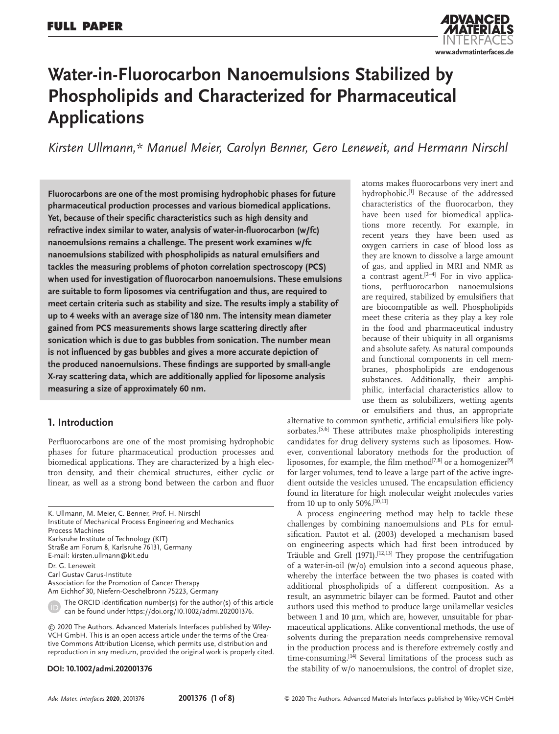# Water-in-Fluorocarbon Nanoemulsions Stabilized by Phospholipids and Characterized for Pharmaceutical Applications

*Kirsten Ullmann,\* Manuel Meier, Carolyn Benner, Gero Leneweit, and Hermann Nirschl*

**Fluorocarbons are one of the most promising hydrophobic phases for future pharmaceutical production processes and various biomedical applications. Yet, because of their specific characteristics such as high density and refractive index similar to water, analysis of water-in-fluorocarbon (w/fc) nanoemulsions remains a challenge. The present work examines w/fc nanoemulsions stabilized with phospholipids as natural emulsifiers and tackles the measuring problems of photon correlation spectroscopy (PCS) when used for investigation of fluorocarbon nanoemulsions. These emulsions are suitable to form liposomes via centrifugation and thus, are required to meet certain criteria such as stability and size. The results imply a stability of up to 4 weeks with an average size of 180 nm. The intensity mean diameter gained from PCS measurements shows large scattering directly after sonication which is due to gas bubbles from sonication. The number mean is not influenced by gas bubbles and gives a more accurate depiction of the produced nanoemulsions. These findings are supported by small-angle X-ray scattering data, which are additionally applied for liposome analysis measuring a size of approximately 60 nm.**

## 1. Introduction

Perfluorocarbons are one of the most promising hydrophobic phases for future pharmaceutical production processes and biomedical applications. They are characterized by a high electron density, and their chemical structures, either cyclic or linear, as well as a strong bond between the carbon and fluor atoms makes fluorocarbons very inert and hydrophobic.[1] Because of the addressed characteristics of the fluorocarbon, they have been used for biomedical applications more recently. For example, in recent years they have been used as oxygen carriers in case of blood loss as they are known to dissolve a large amount of gas, and applied in MRI and NMR as a contrast agent.[2–4] For in vivo applications, perfluorocarbon nanoemulsions are required, stabilized by emulsifiers that are biocompatible as well. Phospholipids meet these criteria as they play a key role in the food and pharmaceutical industry because of their ubiquity in all organisms and absolute safety. As natural compounds and functional components in cell membranes, phospholipids are endogenous substances. Additionally, their amphiphilic, interfacial characteristics allow to use them as solubilizers, wetting agents or emulsifiers and thus, an appropriate alternative to common synthetic, artificial emulsifiers like polysorbates.[5,6] These attributes make phospholipids interesting candidates for drug delivery systems such as liposomes. However, conventional laboratory methods for the production of liposomes, for example, the film method[7,8] or a homogenizer[9] for larger volumes, tend to leave a large part of the active ingredient outside the vesicles unused. The encapsulation efficiency found in literature for high molecular weight molecules varies from 10 up to only 50%.[10,11]

A process engineering method may help to tackle these challenges by combining nanoemulsions and PLs for emulsification. Pautot et al. (2003) developed a mechanism based on engineering aspects which had first been introduced by Träuble and Grell (1971).[12,13] They propose the centrifugation of a water-in-oil (w/o) emulsion into a second aqueous phase, whereby the interface between the two phases is coated with additional phospholipids of a different composition. As a result, an asymmetric bilayer can be formed. Pautot and other authors used this method to produce large unilamellar vesicles between 1 and 10 µm, which are, however, unsuitable for pharmaceutical applications. Alike conventional methods, the use of solvents during the preparation needs comprehensive removal in the production process and is therefore extremely costly and time-consuming.[14] Several limitations of the process such as the stability of w/o nanoemulsions, the control of droplet size,

K. Ullmann, M. Meier, C. Benner, Prof. H. Nirschl
Institute of Mechanical Process Engineering and Mechanics
Process Machines
Karlsruhe Institute of Technology (KIT)
Straße am Forum 8, Karlsruhe 76131, Germany
E-mail: kirsten.ullmann@kit.edu

Dr. G. Leneweit
Carl Gustav Carus-Institute
Association for the Promotion of Cancer Therapy
Am Eichhof 30, Niefern-Oeschelbronn 75223, Germany

The ORCID identification number(s) for the author(s) of this article can be found under https://doi.org/10.1002/admi.202001376.

© 2020 The Authors. Advanced Materials Interfaces published by Wiley-VCH GmbH. This is an open access article under the terms of the Creative Commons Attribution License, which permits use, distribution and reproduction in any medium, provided the original work is properly cited.

**DOI: 10.1002/admi.202001376**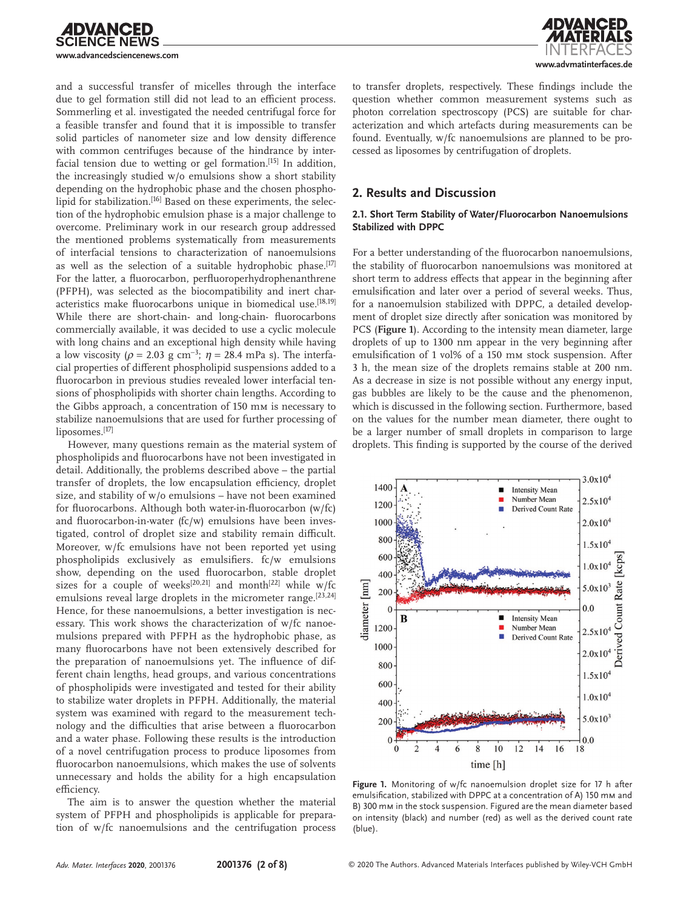and a successful transfer of micelles through the interface due to gel formation still did not lead to an efficient process. Sommerling et al. investigated the needed centrifugal force for a feasible transfer and found that it is impossible to transfer solid particles of nanometer size and low density difference with common centrifuges because of the hindrance by interfacial tension due to wetting or gel formation.[15] In addition, the increasingly studied w/o emulsions show a short stability depending on the hydrophobic phase and the chosen phospholipid for stabilization.[16] Based on these experiments, the selection of the hydrophobic emulsion phase is a major challenge to overcome. Preliminary work in our research group addressed the mentioned problems systematically from measurements of interfacial tensions to characterization of nanoemulsions as well as the selection of a suitable hydrophobic phase.[17] For the latter, a fluorocarbon, perfluoroperhydrophenanthrene (PFPH), was selected as the biocompatibility and inert characteristics make fluorocarbons unique in biomedical use.[18,19] While there are short-chain- and long-chain- fluorocarbons commercially available, it was decided to use a cyclic molecule with long chains and an exceptional high density while having a low viscosity ($\rho$ = 2.03 g cm$^{-3}$; $\eta$ = 28.4 mPa s). The interfacial properties of different phospholipid suspensions added to a fluorocarbon in previous studies revealed lower interfacial tensions of phospholipids with shorter chain lengths. According to the Gibbs approach, a concentration of 150 mM is necessary to stabilize nanoemulsions that are used for further processing of liposomes.[17]

However, many questions remain as the material system of phospholipids and fluorocarbons have not been investigated in detail. Additionally, the problems described above – the partial transfer of droplets, the low encapsulation efficiency, droplet size, and stability of w/o emulsions – have not been examined for fluorocarbons. Although both water-in-fluorocarbon (w/fc) and fluorocarbon-in-water (fc/w) emulsions have been investigated, control of droplet size and stability remain difficult. Moreover, w/fc emulsions have not been reported yet using phospholipids exclusively as emulsifiers. fc/w emulsions show, depending on the used fluorocarbon, stable droplet sizes for a couple of weeks[20,21] and month[22] while w/fc emulsions reveal large droplets in the micrometer range.[23,24] Hence, for these nanoemulsions, a better investigation is necessary. This work shows the characterization of w/fc nanoemulsions prepared with PFPH as the hydrophobic phase, as many fluorocarbons have not been extensively described for the preparation of nanoemulsions yet. The influence of different chain lengths, head groups, and various concentrations of phospholipids were investigated and tested for their ability to stabilize water droplets in PFPH. Additionally, the material system was examined with regard to the measurement technology and the difficulties that arise between a fluorocarbon and a water phase. Following these results is the introduction of a novel centrifugation process to produce liposomes from fluorocarbon nanoemulsions, which makes the use of solvents unnecessary and holds the ability for a high encapsulation efficiency.

The aim is to answer the question whether the material system of PFPH and phospholipids is applicable for preparation of w/fc nanoemulsions and the centrifugation process to transfer droplets, respectively. These findings include the question whether common measurement systems such as photon correlation spectroscopy (PCS) are suitable for characterization and which artefacts during measurements can be found. Eventually, w/fc nanoemulsions are planned to be processed as liposomes by centrifugation of droplets.

## 2. Results and Discussion

### 2.1. Short Term Stability of Water/Fluorocarbon Nanoemulsions Stabilized with DPPC

For a better understanding of the fluorocarbon nanoemulsions, the stability of fluorocarbon nanoemulsions was monitored at short term to address effects that appear in the beginning after emulsification and later over a period of several weeks. Thus, for a nanoemulsion stabilized with DPPC, a detailed development of droplet size directly after sonication was monitored by PCS (**Figure 1**). According to the intensity mean diameter, large droplets of up to 1300 nm appear in the very beginning after emulsification of 1 vol% of a 150 mM stock suspension. After 3 h, the mean size of the droplets remains stable at 200 nm. As a decrease in size is not possible without any energy input, gas bubbles are likely to be the cause and the phenomenon, which is discussed in the following section. Furthermore, based on the values for the number mean diameter, there ought to be a larger number of small droplets in comparison to large droplets. This finding is supported by the course of the derived

**Figure 1.** Monitoring of w/fc nanoemulsion droplet size for 17 h after emulsification, stabilized with DPPC at a concentration of A) 150 mM and B) 300 mM in the stock suspension. Figured are the mean diameter based on intensity (black) and number (red) as well as the derived count rate (blue).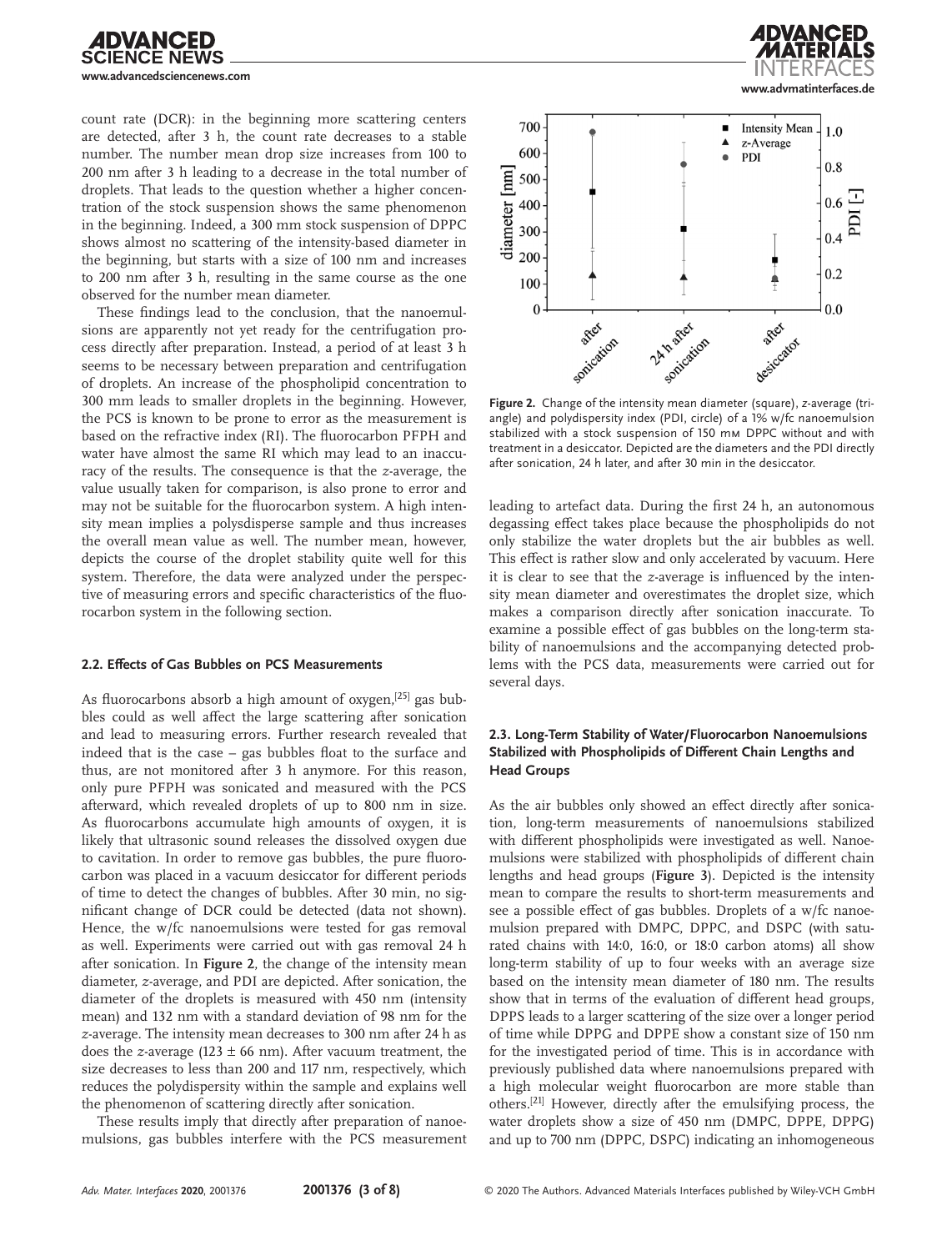count rate (DCR): in the beginning more scattering centers are detected, after 3 h, the count rate decreases to a stable number. The number mean drop size increases from 100 to 200 nm after 3 h leading to a decrease in the total number of droplets. That leads to the question whether a higher concentration of the stock suspension shows the same phenomenon in the beginning. Indeed, a 300 mm stock suspension of DPPC shows almost no scattering of the intensity-based diameter in the beginning, but starts with a size of 100 nm and increases to 200 nm after 3 h, resulting in the same course as the one observed for the number mean diameter.

These findings lead to the conclusion, that the nanoemulsions are apparently not yet ready for the centrifugation process directly after preparation. Instead, a period of at least 3 h seems to be necessary between preparation and centrifugation of droplets. An increase of the phospholipid concentration to 300 mm leads to smaller droplets in the beginning. However, the PCS is known to be prone to error as the measurement is based on the refractive index (RI). The fluorocarbon PFPH and water have almost the same RI which may lead to an inaccuracy of the results. The consequence is that the z-average, the value usually taken for comparison, is also prone to error and may not be suitable for the fluorocarbon system. A high intensity mean implies a polysdisperse sample and thus increases the overall mean value as well. The number mean, however, depicts the course of the droplet stability quite well for this system. Therefore, the data were analyzed under the perspective of measuring errors and specific characteristics of the fluorocarbon system in the following section.

### 2.2. Effects of Gas Bubbles on PCS Measurements

As fluorocarbons absorb a high amount of oxygen,[25] gas bubbles could as well affect the large scattering after sonication and lead to measuring errors. Further research revealed that indeed that is the case – gas bubbles float to the surface and thus, are not monitored after 3 h anymore. For this reason, only pure PFPH was sonicated and measured with the PCS afterward, which revealed droplets of up to 800 nm in size. As fluorocarbons accumulate high amounts of oxygen, it is likely that ultrasonic sound releases the dissolved oxygen due to cavitation. In order to remove gas bubbles, the pure fluorocarbon was placed in a vacuum desiccator for different periods of time to detect the changes of bubbles. After 30 min, no significant change of DCR could be detected (data not shown). Hence, the w/fc nanoemulsions were tested for gas removal as well. Experiments were carried out with gas removal 24 h after sonication. In **Figure 2**, the change of the intensity mean diameter, z-average, and PDI are depicted. After sonication, the diameter of the droplets is measured with 450 nm (intensity mean) and 132 nm with a standard deviation of 98 nm for the z-average. The intensity mean decreases to 300 nm after 24 h as does the z-average (123 ± 66 nm). After vacuum treatment, the size decreases to less than 200 and 117 nm, respectively, which reduces the polydispersity within the sample and explains well the phenomenon of scattering directly after sonication.

These results imply that directly after preparation of nanoemulsions, gas bubbles interfere with the PCS measurement leading to artefact data. During the first 24 h, an autonomous degassing effect takes place because the phospholipids do not only stabilize the water droplets but the air bubbles as well. This effect is rather slow and only accelerated by vacuum. Here it is clear to see that the z-average is influenced by the intensity mean diameter and overestimates the droplet size, which makes a comparison directly after sonication inaccurate. To examine a possible effect of gas bubbles on the long-term stability of nanoemulsions and the accompanying detected problems with the PCS data, measurements were carried out for several days.

**Figure 2.** Change of the intensity mean diameter (square), z-average (triangle) and polydispersity index (PDI, circle) of a 1% w/fc nanoemulsion stabilized with a stock suspension of 150 mm DPPC without and with treatment in a desiccator. Depicted are the diameters and the PDI directly after sonication, 24 h later, and after 30 min in the desiccator.

### 2.3. Long-Term Stability of Water/Fluorocarbon Nanoemulsions Stabilized with Phospholipids of Different Chain Lengths and Head Groups

As the air bubbles only showed an effect directly after sonication, long-term measurements of nanoemulsions stabilized with different phospholipids were investigated as well. Nanoemulsions were stabilized with phospholipids of different chain lengths and head groups (**Figure 3**). Depicted is the intensity mean to compare the results to short-term measurements and see a possible effect of gas bubbles. Droplets of a w/fc nanoemulsion prepared with DMPC, DPPC, and DSPC (with saturated chains with 14:0, 16:0, or 18:0 carbon atoms) all show long-term stability of up to four weeks with an average size based on the intensity mean diameter of 180 nm. The results show that in terms of the evaluation of different head groups, DPPS leads to a larger scattering of the size over a longer period of time while DPPG and DPPE show a constant size of 150 nm for the investigated period of time. This is in accordance with previously published data where nanoemulsions prepared with a high molecular weight fluorocarbon are more stable than others.[21] However, directly after the emulsifying process, the water droplets show a size of 450 nm (DMPC, DPPE, DPPG) and up to 700 nm (DPPC, DSPC) indicating an inhomogeneous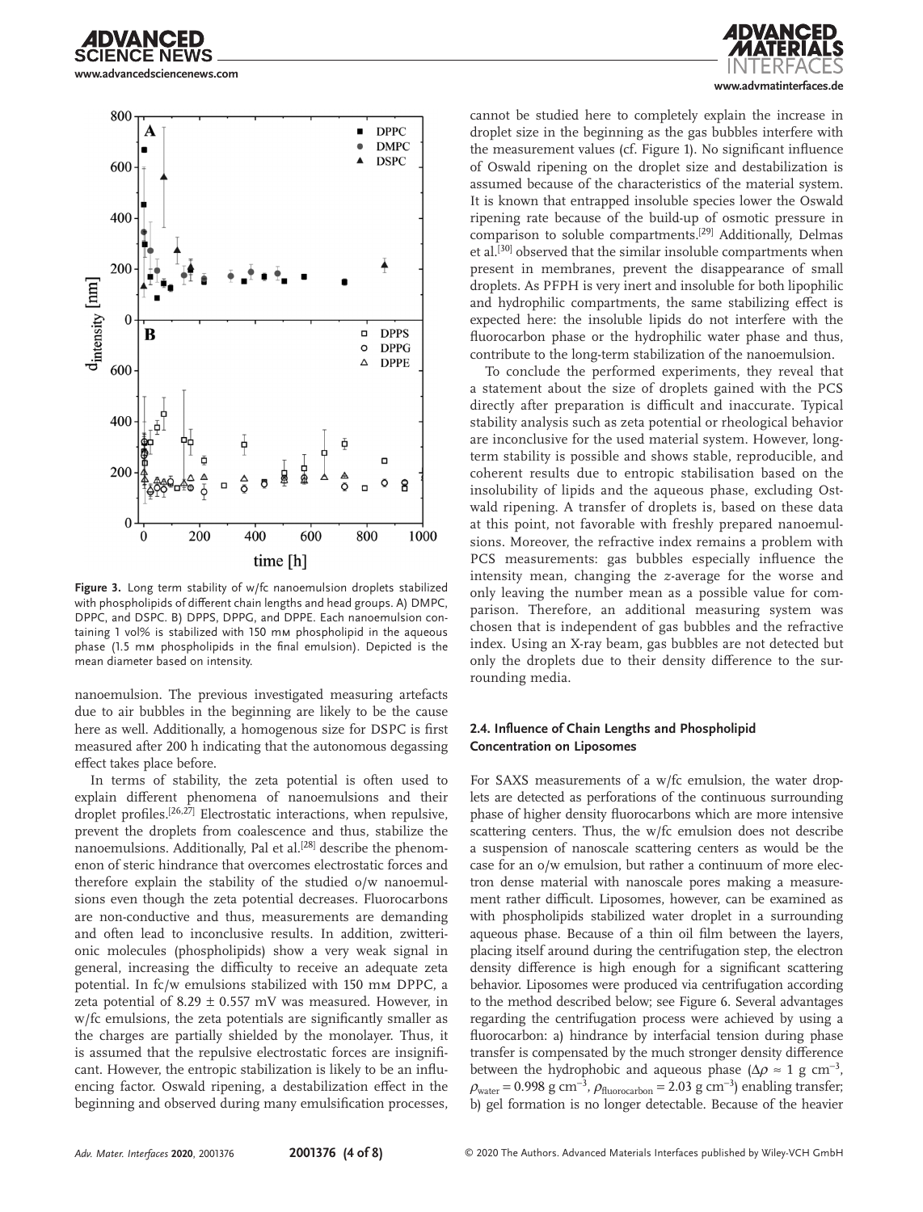**Figure 3.** Long term stability of w/fc nanoemulsion droplets stabilized with phospholipids of different chain lengths and head groups. A) DMPC, DPPC, and DSPC. B) DPPS, DPPG, and DPPE. Each nanoemulsion containing 1 vol% is stabilized with 150 mm phospholipid in the aqueous phase (1.5 mm phospholipids in the final emulsion). Depicted is the mean diameter based on intensity.

nanoemulsion. The previous investigated measuring artefacts due to air bubbles in the beginning are likely to be the cause here as well. Additionally, a homogenous size for DSPC is first measured after 200 h indicating that the autonomous degassing effect takes place before.

In terms of stability, the zeta potential is often used to explain different phenomena of nanoemulsions and their droplet profiles.[26,27] Electrostatic interactions, when repulsive, prevent the droplets from coalescence and thus, stabilize the nanoemulsions. Additionally, Pal et al.[28] describe the phenomenon of steric hindrance that overcomes electrostatic forces and therefore explain the stability of the studied o/w nanoemulsions even though the zeta potential decreases. Fluorocarbons are non-conductive and thus, measurements are demanding and often lead to inconclusive results. In addition, zwitterionic molecules (phospholipids) show a very weak signal in general, increasing the difficulty to receive an adequate zeta potential. In fc/w emulsions stabilized with 150 mm DPPC, a zeta potential of 8.29 ± 0.557 mV was measured. However, in w/fc emulsions, the zeta potentials are significantly smaller as the charges are partially shielded by the monolayer. Thus, it is assumed that the repulsive electrostatic forces are insignificant. However, the entropic stabilization is likely to be an influencing factor. Oswald ripening, a destabilization effect in the beginning and observed during many emulsification processes, cannot be studied here to completely explain the increase in droplet size in the beginning as the gas bubbles interfere with the measurement values (cf. Figure 1). No significant influence of Oswald ripening on the droplet size and destabilization is assumed because of the characteristics of the material system. It is known that entrapped insoluble species lower the Oswald ripening rate because of the build-up of osmotic pressure in comparison to soluble compartments.[29] Additionally, Delmas et al.[30] observed that the similar insoluble compartments when present in membranes, prevent the disappearance of small droplets. As PFPH is very inert and insoluble for both lipophilic and hydrophilic compartments, the same stabilizing effect is expected here: the insoluble lipids do not interfere with the fluorocarbon phase or the hydrophilic water phase and thus, contribute to the long-term stabilization of the nanoemulsion.

To conclude the performed experiments, they reveal that a statement about the size of droplets gained with the PCS directly after preparation is difficult and inaccurate. Typical stability analysis such as zeta potential or rheological behavior are inconclusive for the used material system. However, long-term stability is possible and shows stable, reproducible, and coherent results due to entropic stabilisation based on the insolubility of lipids and the aqueous phase, excluding Ostwald ripening. A transfer of droplets is, based on these data at this point, not favorable with freshly prepared nanoemulsions. Moreover, the refractive index remains a problem with PCS measurements: gas bubbles especially influence the intensity mean, changing the *z*-average for the worse and only leaving the number mean as a possible value for comparison. Therefore, an additional measuring system was chosen that is independent of gas bubbles and the refractive index. Using an X-ray beam, gas bubbles are not detected but only the droplets due to their density difference to the surrounding media.

### 2.4. Influence of Chain Lengths and Phospholipid Concentration on Liposomes

For SAXS measurements of a w/fc emulsion, the water droplets are detected as perforations of the continuous surrounding phase of higher density fluorocarbons which are more intensive scattering centers. Thus, the w/fc emulsion does not describe a suspension of nanoscale scattering centers as would be the case for an o/w emulsion, but rather a continuum of more electron dense material with nanoscale pores making a measurement rather difficult. Liposomes, however, can be examined as with phospholipids stabilized water droplet in a surrounding aqueous phase. Because of a thin oil film between the layers, placing itself around during the centrifugation step, the electron density difference is high enough for a significant scattering behavior. Liposomes were produced via centrifugation according to the method described below; see Figure 6. Several advantages regarding the centrifugation process were achieved by using a fluorocarbon: a) hindrance by interfacial tension during phase transfer is compensated by the much stronger density difference between the hydrophobic and aqueous phase ($\Delta\rho \approx 1$ g cm$^{-3}$, $\rho_{\text{water}} = 0.998$ g cm$^{-3}$, $\rho_{\text{fluorocarbon}} = 2.03$ g cm$^{-3}$) enabling transfer; b) gel formation is no longer detectable. Because of the heavier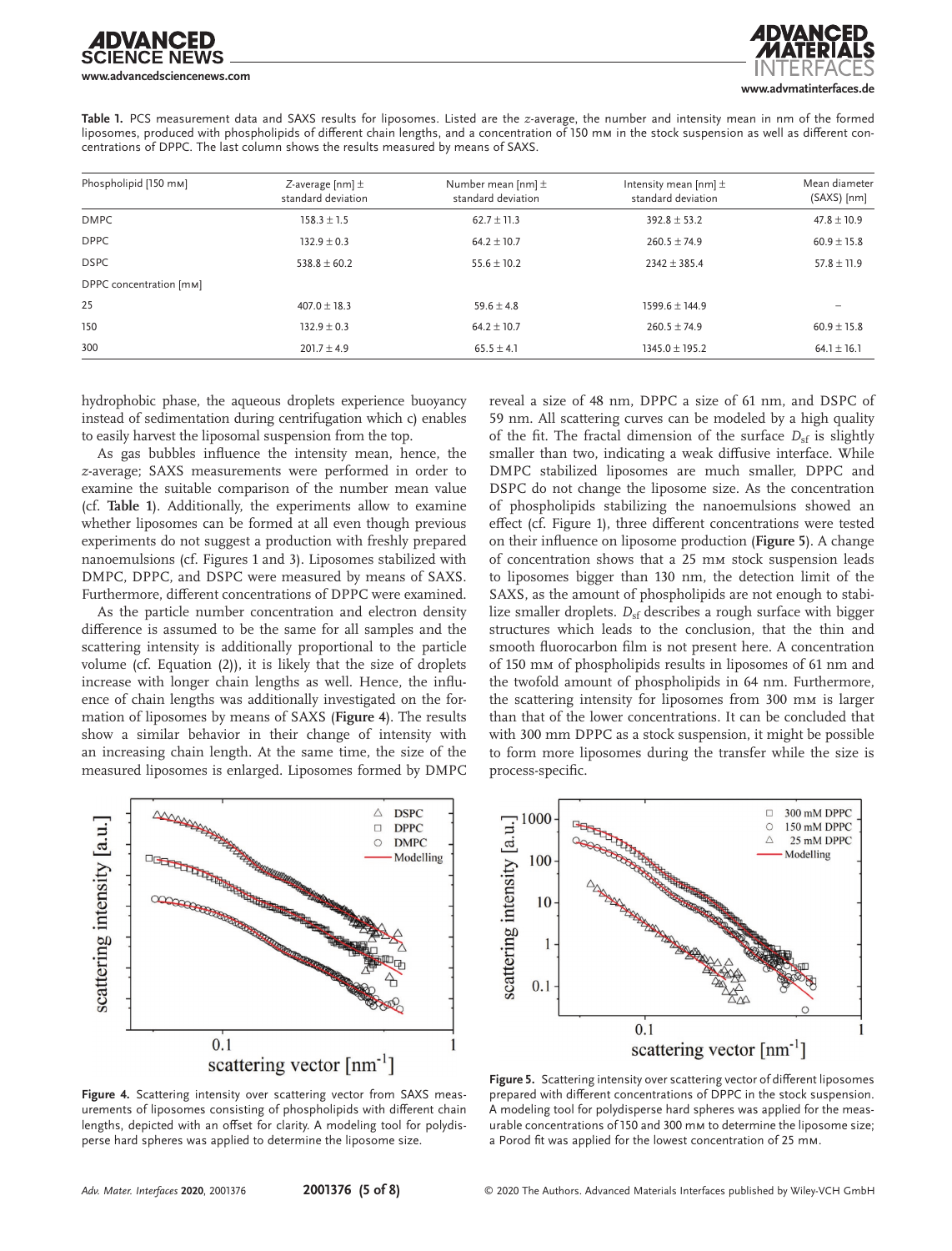**Table 1.** PCS measurement data and SAXS results for liposomes. Listed are the z-average, the number and intensity mean in nm of the formed liposomes, produced with phospholipids of different chain lengths, and a concentration of 150 mm in the stock suspension as well as different concentrations of DPPC. The last column shows the results measured by means of SAXS.

| Phospholipid [150 mm] | Z-average [nm] ± standard deviation | Number mean [nm] ± standard deviation | Intensity mean [nm] ± standard deviation | Mean diameter (SAXS) [nm] |
|---|---|---|---|---|
| DMPC | 158.3 ± 1.5 | 62.7 ± 11.3 | 392.8 ± 53.2 | 47.8 ± 10.9 |
| DPPC | 132.9 ± 0.3 | 64.2 ± 10.7 | 260.5 ± 74.9 | 60.9 ± 15.8 |
| DSPC | 538.8 ± 60.2 | 55.6 ± 10.2 | 2342 ± 385.4 | 57.8 ± 11.9 |
| DPPC concentration [mm] | | | | |
| 25 | 407.0 ± 18.3 | 59.6 ± 4.8 | 1599.6 ± 144.9 | – |
| 150 | 132.9 ± 0.3 | 64.2 ± 10.7 | 260.5 ± 74.9 | 60.9 ± 15.8 |
| 300 | 201.7 ± 4.9 | 65.5 ± 4.1 | 1345.0 ± 195.2 | 64.1 ± 16.1 |

hydrophobic phase, the aqueous droplets experience buoyancy instead of sedimentation during centrifugation which c) enables to easily harvest the liposomal suspension from the top.

As gas bubbles influence the intensity mean, hence, the z-average; SAXS measurements were performed in order to examine the suitable comparison of the number mean value (cf. **Table 1**). Additionally, the experiments allow to examine whether liposomes can be formed at all even though previous experiments do not suggest a production with freshly prepared nanoemulsions (cf. Figures 1 and 3). Liposomes stabilized with DMPC, DPPC, and DSPC were measured by means of SAXS. Furthermore, different concentrations of DPPC were examined.

As the particle number concentration and electron density difference is assumed to be the same for all samples and the scattering intensity is additionally proportional to the particle volume (cf. Equation (2)), it is likely that the size of droplets increase with longer chain lengths as well. Hence, the influence of chain lengths was additionally investigated on the formation of liposomes by means of SAXS (**Figure 4**). The results show a similar behavior in their change of intensity with an increasing chain length. At the same time, the size of the measured liposomes is enlarged. Liposomes formed by DMPC reveal a size of 48 nm, DPPC a size of 61 nm, and DSPC of 59 nm. All scattering curves can be modeled by a high quality of the fit. The fractal dimension of the surface $D_{sf}$ is slightly smaller than two, indicating a weak diffusive interface. While DMPC stabilized liposomes are much smaller, DPPC and DSPC do not change the liposome size. As the concentration of phospholipids stabilizing the nanoemulsions showed an effect (cf. Figure 1), three different concentrations were tested on their influence on liposome production (**Figure 5**). A change of concentration shows that a 25 mm stock suspension leads to liposomes bigger than 130 nm, the detection limit of the SAXS, as the amount of phospholipids are not enough to stabilize smaller droplets. $D_{sf}$ describes a rough surface with bigger structures which leads to the conclusion, that the thin and smooth fluorocarbon film is not present here. A concentration of 150 mm of phospholipids results in liposomes of 61 nm and the twofold amount of phospholipids in 64 nm. Furthermore, the scattering intensity for liposomes from 300 mm is larger than that of the lower concentrations. It can be concluded that with 300 mm DPPC as a stock suspension, it might be possible to form more liposomes during the transfer while the size is process-specific.

**Figure 4.** Scattering intensity over scattering vector from SAXS measurements of liposomes consisting of phospholipids with different chain lengths, depicted with an offset for clarity. A modeling tool for polydisperse hard spheres was applied to determine the liposome size.

**Figure 5.** Scattering intensity over scattering vector of different liposomes prepared with different concentrations of DPPC in the stock suspension. A modeling tool for polydisperse hard spheres was applied for the measurable concentrations of 150 and 300 mm to determine the liposome size; a Porod fit was applied for the lowest concentration of 25 mm.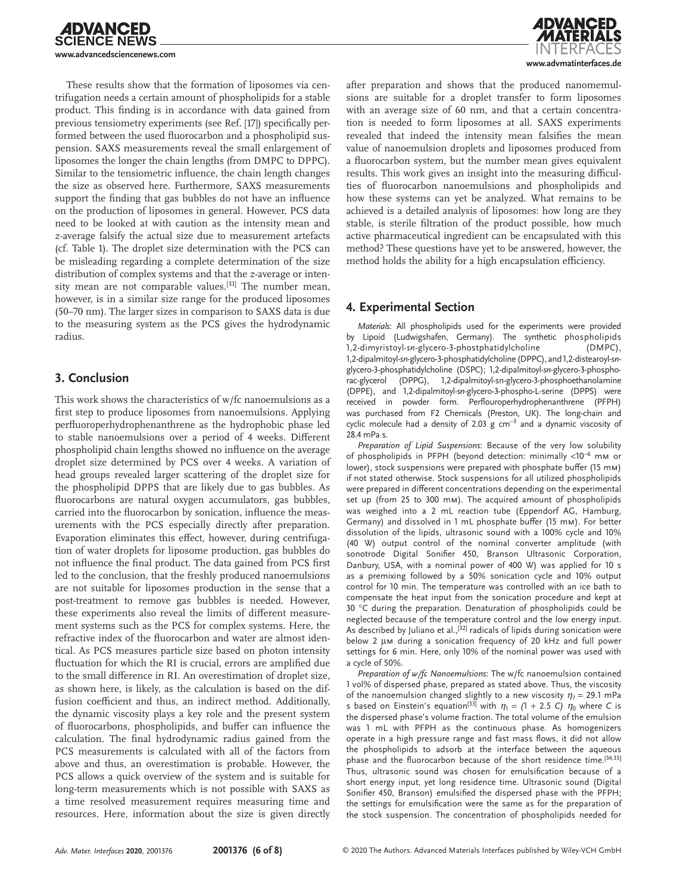These results show that the formation of liposomes via centrifugation needs a certain amount of phospholipids for a stable product. This finding is in accordance with data gained from previous tensiometry experiments (see Ref. [17]) specifically performed between the used fluorocarbon and a phospholipid suspension. SAXS measurements reveal the small enlargement of liposomes the longer the chain lengths (from DMPC to DPPC). Similar to the tensiometric influence, the chain length changes the size as observed here. Furthermore, SAXS measurements support the finding that gas bubbles do not have an influence on the production of liposomes in general. However, PCS data need to be looked at with caution as the intensity mean and z-average falsify the actual size due to measurement artefacts (cf. Table 1). The droplet size determination with the PCS can be misleading regarding a complete determination of the size distribution of complex systems and that the z-average or intensity mean are not comparable values.[31] The number mean, however, is in a similar size range for the produced liposomes (50–70 nm). The larger sizes in comparison to SAXS data is due to the measuring system as the PCS gives the hydrodynamic radius.

## 3. Conclusion

This work shows the characteristics of w/fc nanoemulsions as a first step to produce liposomes from nanoemulsions. Applying perfluoroperhydrophenanthrene as the hydrophobic phase led to stable nanoemulsions over a period of 4 weeks. Different phospholipid chain lengths showed no influence on the average droplet size determined by PCS over 4 weeks. A variation of head groups revealed larger scattering of the droplet size for the phospholipid DPPS that are likely due to gas bubbles. As fluorocarbons are natural oxygen accumulators, gas bubbles, carried into the fluorocarbon by sonication, influence the measurements with the PCS especially directly after preparation. Evaporation eliminates this effect, however, during centrifugation of water droplets for liposome production, gas bubbles do not influence the final product. The data gained from PCS first led to the conclusion, that the freshly produced nanoemulsions are not suitable for liposomes production in the sense that a post-treatment to remove gas bubbles is needed. However, these experiments also reveal the limits of different measurement systems such as the PCS for complex systems. Here, the refractive index of the fluorocarbon and water are almost identical. As PCS measures particle size based on photon intensity fluctuation for which the RI is crucial, errors are amplified due to the small difference in RI. An overestimation of droplet size, as shown here, is likely, as the calculation is based on the diffusion coefficient and thus, an indirect method. Additionally, the dynamic viscosity plays a key role and the present system of fluorocarbons, phospholipids, and buffer can influence the calculation. The final hydrodynamic radius gained from the PCS measurements is calculated with all of the factors from above and thus, an overestimation is probable. However, the PCS allows a quick overview of the system and is suitable for long-term measurements which is not possible with SAXS as a time resolved measurement requires measuring time and resources. Here, information about the size is given directly after preparation and shows that the produced nanoemulsions are suitable for a droplet transfer to form liposomes with an average size of 60 nm, and that a certain concentration is needed to form liposomes at all. SAXS experiments revealed that indeed the intensity mean falsifies the mean value of nanoemulsion droplets and liposomes produced from a fluorocarbon system, but the number mean gives equivalent results. This work gives an insight into the measuring difficulties of fluorocarbon nanoemulsions and phospholipids and how these systems can yet be analyzed. What remains to be achieved is a detailed analysis of liposomes: how long are they stable, is sterile filtration of the product possible, how much active pharmaceutical ingredient can be encapsulated with this method? These questions have yet to be answered, however, the method holds the ability for a high encapsulation efficiency.

## 4. Experimental Section

*Materials*: All phospholipids used for the experiments were provided by Lipoid (Ludwigshafen, Germany). The synthetic phospholipids 1,2-dimyristoyl-*sn*-glycero-3-phostphatidylcholine (DMPC), 1,2-dipalmitoyl-*sn*-glycero-3-phosphatidylcholine (DPPC), and 1,2-distearoyl-*sn*-glycero-3-phosphatidylcholine (DSPC); 1,2-dipalmitoyl-*sn*-glycero-3-phospho-rac-glycerol (DPPG), 1,2-dipalmitoyl-sn-glycero-3-phosphoethanolamine (DPPE), and 1,2-dipalmitoyl-*sn*-glycero-3-phospho-L-serine (DPPS) were received in powder form. Perflouroperhydrophenanthrene (PFPH) was purchased from F2 Chemicals (Preston, UK). The long-chain and cyclic molecule had a density of 2.03 g cm$^{-3}$ and a dynamic viscosity of 28.4 mPa s.

*Preparation of Lipid Suspensions*: Because of the very low solubility of phospholipids in PFPH (beyond detection: minimally <10$^{-6}$ mM or lower), stock suspensions were prepared with phosphate buffer (15 mM) if not stated otherwise. Stock suspensions for all utilized phospholipids were prepared in different concentrations depending on the experimental set up (from 25 to 300 mM). The acquired amount of phospholipids was weighed into a 2 mL reaction tube (Eppendorf AG, Hamburg, Germany) and dissolved in 1 mL phosphate buffer (15 mM). For better dissolution of the lipids, ultrasonic sound with a 100% cycle and 10% (40 W) output control of the nominal converter amplitude (with sonotrode Digital Sonifier 450, Branson Ultrasonic Corporation, Danbury, USA, with a nominal power of 400 W) was applied for 10 s as a premixing followed by a 50% sonication cycle and 10% output control for 10 min. The temperature was controlled with an ice bath to compensate the heat input from the sonication procedure and kept at 30 °C during the preparation. Denaturation of phospholipids could be neglected because of the temperature control and the low energy input. As described by Juliano et al.,[32] radicals of lipids during sonication were below 2 µM during a sonication frequency of 20 kHz and full power settings for 6 min. Here, only 10% of the nominal power was used with a cycle of 50%.

*Preparation of w/fc Nanoemulsions*: The w/fc nanoemulsion contained 1 vol% of dispersed phase, prepared as stated above. Thus, the viscosity of the nanoemulsion changed slightly to a new viscosity $\eta_1 = 29.1$ mPa s based on Einstein's equation[33] with $\eta_1 = (1 + 2.5\ C)\ \eta_0$ where $C$ is the dispersed phase's volume fraction. The total volume of the emulsion was 1 mL with PFPH as the continuous phase. As homogenizers operate in a high pressure range and fast mass flows, it did not allow the phospholipids to adsorb at the interface between the aqueous phase and the fluorocarbon because of the short residence time.[34,35] Thus, ultrasonic sound was chosen for emulsification because of a short energy input, yet long residence time. Ultrasonic sound (Digital Sonifier 450, Branson) emulsified the dispersed phase with the PFPH; the settings for emulsification were the same as for the preparation of the stock suspension. The concentration of phospholipids needed for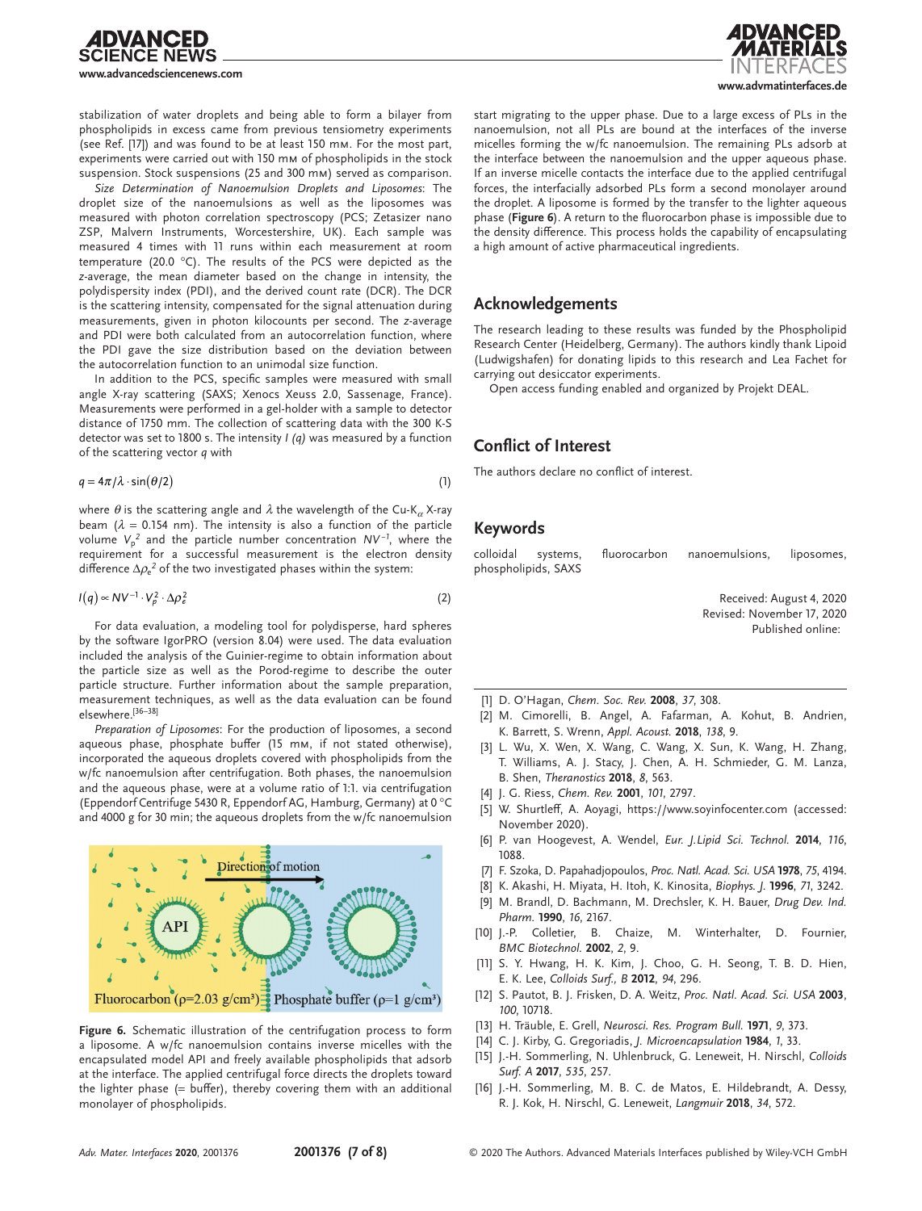stabilization of water droplets and being able to form a bilayer from phospholipids in excess came from previous tensiometry experiments (see Ref. [17]) and was found to be at least 150 mM. For the most part, experiments were carried out with 150 mM of phospholipids in the stock suspension. Stock suspensions (25 and 300 mM) served as comparison.

*Size Determination of Nanoemulsion Droplets and Liposomes*: The droplet size of the nanoemulsions as well as the liposomes was measured with photon correlation spectroscopy (PCS; Zetasizer nano ZSP, Malvern Instruments, Worcestershire, UK). Each sample was measured 4 times with 11 runs within each measurement at room temperature (20.0 °C). The results of the PCS were depicted as the z-average, the mean diameter based on the change in intensity, the polydispersity index (PDI), and the derived count rate (DCR). The DCR is the scattering intensity, compensated for the signal attenuation during measurements, given in photon kilocounts per second. The z-average and PDI were both calculated from an autocorrelation function, where the PDI gave the size distribution based on the deviation between the autocorrelation function to an unimodal size function.

In addition to the PCS, specific samples were measured with small angle X-ray scattering (SAXS; Xenocs Xeuss 2.0, Sassenage, France). Measurements were performed in a gel-holder with a sample to detector distance of 1750 mm. The collection of scattering data with the 300 K-S detector was set to 1800 s. The intensity *I (q)* was measured by a function of the scattering vector *q* with

$$q = 4\pi/\lambda \cdot \sin(\theta/2) \tag{1}$$

where $\theta$ is the scattering angle and $\lambda$ the wavelength of the Cu-$K_\alpha$ X-ray beam ($\lambda$ = 0.154 nm). The intensity is also a function of the particle volume $V_p^2$ and the particle number concentration $NV^{-1}$, where the requirement for a successful measurement is the electron density difference $\Delta\rho_e^2$ of the two investigated phases within the system:

$$I(q) \propto NV^{-1} \cdot V_p^2 \cdot \Delta\rho_\varepsilon^2 \tag{2}$$

For data evaluation, a modeling tool for polydisperse, hard spheres by the software IgorPRO (version 8.04) were used. The data evaluation included the analysis of the Guinier-regime to obtain information about the particle size as well as the Porod-regime to describe the outer particle structure. Further information about the sample preparation, measurement techniques, as well as the data evaluation can be found elsewhere.[36–38]

*Preparation of Liposomes*: For the production of liposomes, a second aqueous phase, phosphate buffer (15 mM, if not stated otherwise), incorporated the aqueous droplets covered with phospholipids from the w/fc nanoemulsion after centrifugation. Both phases, the nanoemulsion and the aqueous phase, were at a volume ratio of 1:1. via centrifugation (Eppendorf Centrifuge 5430 R, Eppendorf AG, Hamburg, Germany) at 0 °C and 4000 g for 30 min; the aqueous droplets from the w/fc nanoemulsion start migrating to the upper phase. Due to a large excess of PLs in the nanoemulsion, not all PLs are bound at the interfaces of the inverse micelles forming the w/fc nanoemulsion. The remaining PLs adsorb at the interface between the nanoemulsion and the upper aqueous phase. If an inverse micelle contacts the interface due to the applied centrifugal forces, the interfacially adsorbed PLs form a second monolayer around the droplet. A liposome is formed by the transfer to the lighter aqueous phase (**Figure 6**). A return to the fluorocarbon phase is impossible due to the density difference. This process holds the capability of encapsulating a high amount of active pharmaceutical ingredients.

**Figure 6.** Schematic illustration of the centrifugation process to form a liposome. A w/fc nanoemulsion contains inverse micelles with the encapsulated model API and freely available phospholipids that adsorb at the interface. The applied centrifugal force directs the droplets toward the lighter phase (= buffer), thereby covering them with an additional monolayer of phospholipids.

## Acknowledgements

The research leading to these results was funded by the Phospholipid Research Center (Heidelberg, Germany). The authors kindly thank Lipoid (Ludwigshafen) for donating lipids to this research and Lea Fachet for carrying out desiccator experiments.

Open access funding enabled and organized by Projekt DEAL.

## Conflict of Interest

The authors declare no conflict of interest.

## Keywords

colloidal systems, fluorocarbon nanoemulsions, liposomes, phospholipids, SAXS

Received: August 4, 2020
Revised: November 17, 2020
Published online:

[1] D. O'Hagan, *Chem. Soc. Rev.* **2008**, *37*, 308.
[2] M. Cimorelli, B. Angel, A. Fafarman, A. Kohut, B. Andrien, K. Barrett, S. Wrenn, *Appl. Acoust.* **2018**, *138*, 9.
[3] L. Wu, X. Wen, X. Wang, C. Wang, X. Sun, K. Wang, H. Zhang, T. Williams, A. J. Stacy, J. Chen, A. H. Schmieder, G. M. Lanza, B. Shen, *Theranostics* **2018**, *8*, 563.
[4] J. G. Riess, *Chem. Rev.* **2001**, *101*, 2797.
[5] W. Shurtleff, A. Aoyagi, https://www.soyinfocenter.com (accessed: November 2020).
[6] P. van Hoogevest, A. Wendel, *Eur. J.Lipid Sci. Technol.* **2014**, *116*, 1088.
[7] F. Szoka, D. Papahadjopoulos, *Proc. Natl. Acad. Sci. USA* **1978**, *75*, 4194.
[8] K. Akashi, H. Miyata, H. Itoh, K. Kinosita, *Biophys. J.* **1996**, *71*, 3242.
[9] M. Brandl, D. Bachmann, M. Drechsler, K. H. Bauer, *Drug Dev. Ind. Pharm.* **1990**, *16*, 2167.
[10] J.-P. Colletier, B. Chaize, M. Winterhalter, D. Fournier, *BMC Biotechnol.* **2002**, *2*, 9.
[11] S. Y. Hwang, H. K. Kim, J. Choo, G. H. Seong, T. B. D. Hien, E. K. Lee, *Colloids Surf., B* **2012**, *94*, 296.
[12] S. Pautot, B. J. Frisken, D. A. Weitz, *Proc. Natl. Acad. Sci. USA* **2003**, *100*, 10718.
[13] H. Träuble, E. Grell, *Neurosci. Res. Program Bull.* **1971**, *9*, 373.
[14] C. J. Kirby, G. Gregoriadis, *J. Microencapsulation* **1984**, *1*, 33.
[15] J.-H. Sommerling, N. Uhlenbruck, G. Leneweit, H. Nirschl, *Colloids Surf. A* **2017**, *535*, 257.
[16] J.-H. Sommerling, M. B. C. de Matos, E. Hildebrandt, A. Dessy, R. J. Kok, H. Nirschl, G. Leneweit, *Langmuir* **2018**, *34*, 572.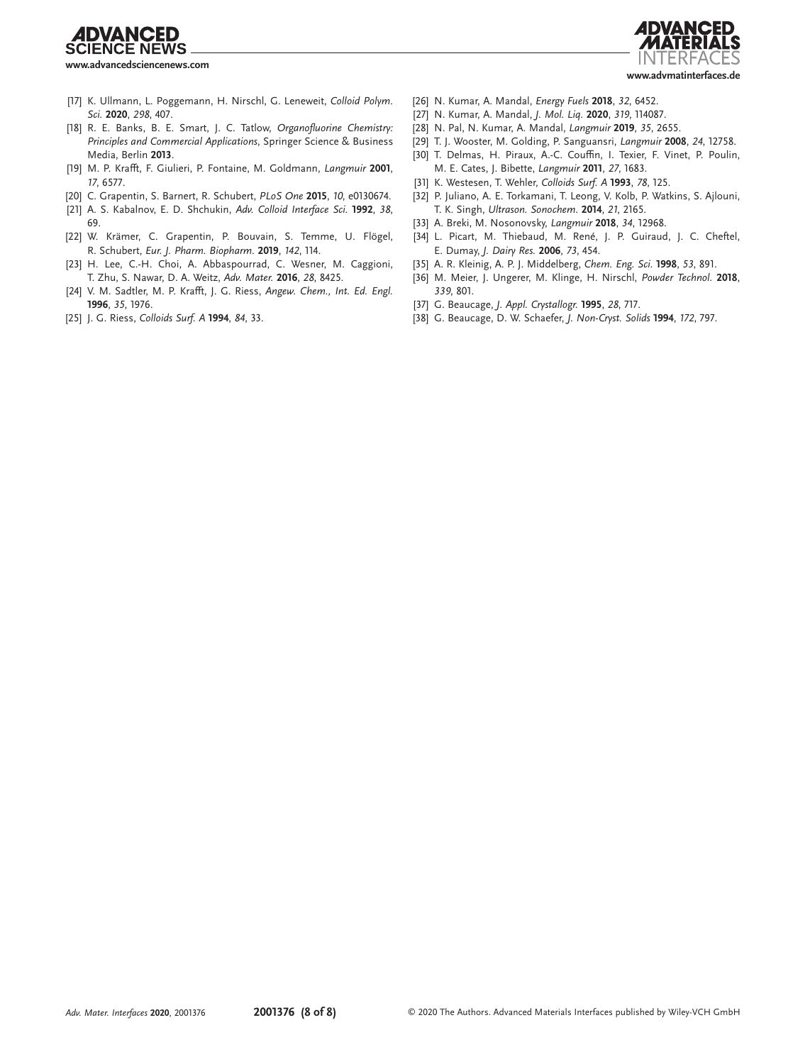[17] K. Ullmann, L. Poggemann, H. Nirschl, G. Leneweit, *Colloid Polym. Sci.* **2020**, *298*, 407.

[18] R. E. Banks, B. E. Smart, J. C. Tatlow, *Organofluorine Chemistry: Principles and Commercial Applications*, Springer Science & Business Media, Berlin **2013**.

[19] M. P. Krafft, F. Giulieri, P. Fontaine, M. Goldmann, *Langmuir* **2001**, *17*, 6577.

[20] C. Grapentin, S. Barnert, R. Schubert, *PLoS One* **2015**, *10*, e0130674.

[21] A. S. Kabalnov, E. D. Shchukin, *Adv. Colloid Interface Sci.* **1992**, *38*, 69.

[22] W. Krämer, C. Grapentin, P. Bouvain, S. Temme, U. Flögel, R. Schubert, *Eur. J. Pharm. Biopharm.* **2019**, *142*, 114.

[23] H. Lee, C.-H. Choi, A. Abbaspourrad, C. Wesner, M. Caggioni, T. Zhu, S. Nawar, D. A. Weitz, *Adv. Mater.* **2016**, *28*, 8425.

[24] V. M. Sadtler, M. P. Krafft, J. G. Riess, *Angew. Chem., Int. Ed. Engl.* **1996**, *35*, 1976.

[25] J. G. Riess, *Colloids Surf. A* **1994**, *84*, 33.

[26] N. Kumar, A. Mandal, *Energy Fuels* **2018**, *32*, 6452.

[27] N. Kumar, A. Mandal, *J. Mol. Liq.* **2020**, *319*, 114087.

[28] N. Pal, N. Kumar, A. Mandal, *Langmuir* **2019**, *35*, 2655.

[29] T. J. Wooster, M. Golding, P. Sanguansri, *Langmuir* **2008**, *24*, 12758.

[30] T. Delmas, H. Piraux, A.-C. Couffin, I. Texier, F. Vinet, P. Poulin, M. E. Cates, J. Bibette, *Langmuir* **2011**, *27*, 1683.

[31] K. Westesen, T. Wehler, *Colloids Surf. A* **1993**, *78*, 125.

[32] P. Juliano, A. E. Torkamani, T. Leong, V. Kolb, P. Watkins, S. Ajlouni, T. K. Singh, *Ultrason. Sonochem.* **2014**, *21*, 2165.

[33] A. Breki, M. Nosonovsky, *Langmuir* **2018**, *34*, 12968.

[34] L. Picart, M. Thiebaud, M. René, J. P. Guiraud, J. C. Cheftel, E. Dumay, *J. Dairy Res.* **2006**, *73*, 454.

[35] A. R. Kleinig, A. P. J. Middelberg, *Chem. Eng. Sci.* **1998**, *53*, 891.

[36] M. Meier, J. Ungerer, M. Klinge, H. Nirschl, *Powder Technol.* **2018**, *339*, 801.

[37] G. Beaucage, *J. Appl. Crystallogr.* **1995**, *28*, 717.

[38] G. Beaucage, D. W. Schaefer, *J. Non-Cryst. Solids* **1994**, *172*, 797.